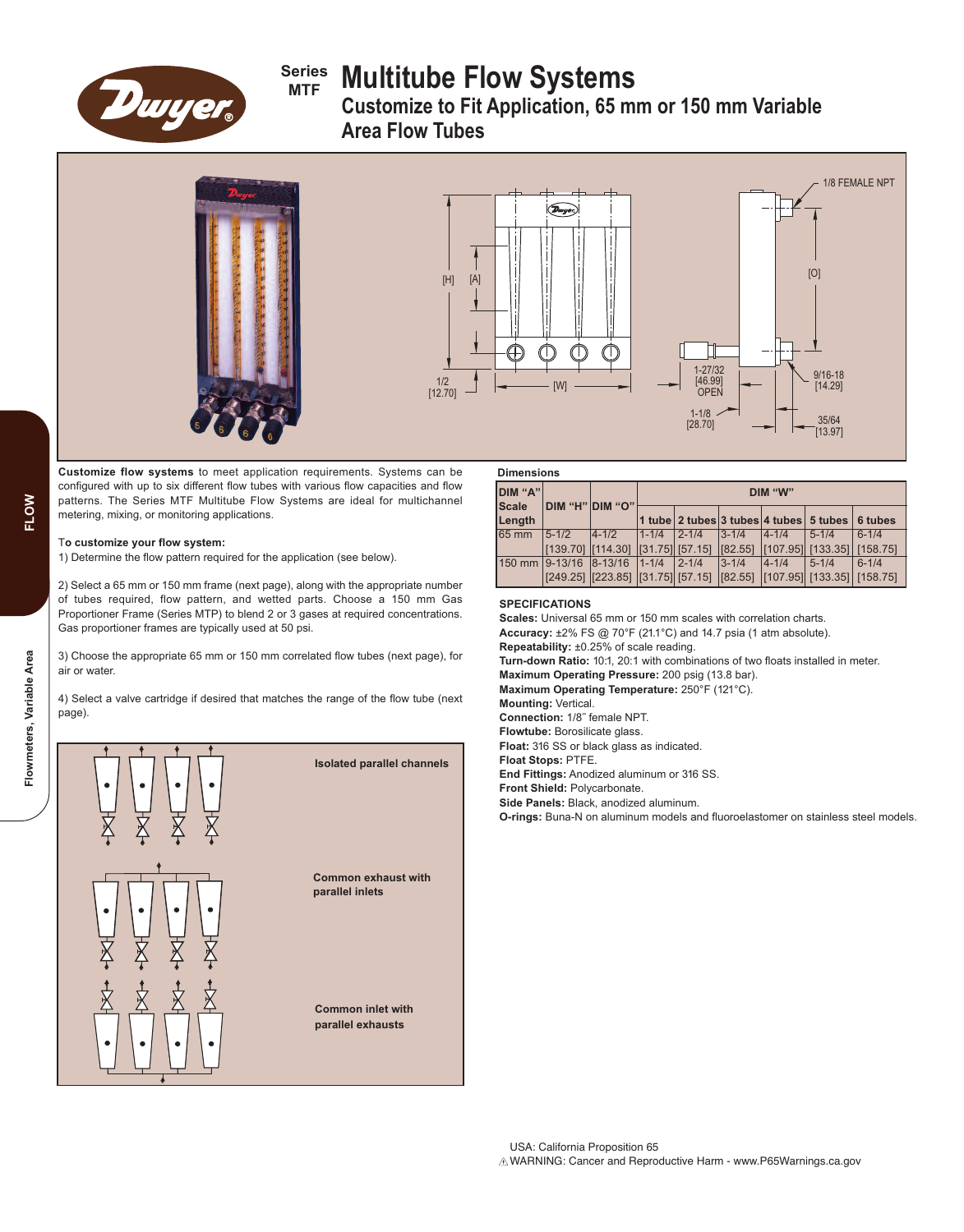# Series MTF Multitube Flow Systems

## Customize to Fit Application, 65 mm or 150 mm Variable Area Flow Tubes

**Customize flow systems** to meet application requirements. Systems can be configured with up to six different flow tubes with various flow capacities and flow patterns. The Series MTF Multitube Flow Systems are ideal for multichannel metering, mixing, or monitoring applications.

**To customize your flow system:**

1) Determine the flow pattern required for the application (see below).

2) Select a 65 mm or 150 mm frame (next page), along with the appropriate number of tubes required, flow pattern, and wetted parts. Choose a 150 mm Gas Proportioner Frame (Series MTP) to blend 2 or 3 gases at required concentrations. Gas proportioner frames are typically used at 50 psi.

3) Choose the appropriate 65 mm or 150 mm correlated flow tubes (next page), for air or water.

4) Select a valve cartridge if desired that matches the range of the flow tube (next page).

**Isolated parallel channels**

**Common exhaust with parallel inlets**

**Common inlet with parallel exhausts**

### Dimensions

| DIM "A" Scale Length | DIM "H" | DIM "O" | DIM "W" | | | | | |
|---|---|---|---|---|---|---|---|---|
| | | | 1 tube | 2 tubes | 3 tubes | 4 tubes | 5 tubes | 6 tubes |
| 65 mm | 5-1/2 [139.70] | 4-1/2 [114.30] | 1-1/4 [31.75] | 2-1/4 [57.15] | 3-1/4 [82.55] | 4-1/4 [107.95] | 5-1/4 [133.35] | 6-1/4 [158.75] |
| 150 mm | 9-13/16 [249.25] | 8-13/16 [223.85] | 1-1/4 [31.75] | 2-1/4 [57.15] | 3-1/4 [82.55] | 4-1/4 [107.95] | 5-1/4 [133.35] | 6-1/4 [158.75] |

### SPECIFICATIONS

**Scales:** Universal 65 mm or 150 mm scales with correlation charts.
**Accuracy:** ±2% FS @ 70°F (21.1°C) and 14.7 psia (1 atm absolute).
**Repeatability:** ±0.25% of scale reading.
**Turn-down Ratio:** 10:1, 20:1 with combinations of two floats installed in meter.
**Maximum Operating Pressure:** 200 psig (13.8 bar).
**Maximum Operating Temperature:** 250°F (121°C).
**Mounting:** Vertical.
**Connection:** 1/8″ female NPT.
**Flowtube:** Borosilicate glass.
**Float:** 316 SS or black glass as indicated.
**Float Stops:** PTFE.
**End Fittings:** Anodized aluminum or 316 SS.
**Front Shield:** Polycarbonate.
**Side Panels:** Black, anodized aluminum.
**O-rings:** Buna-N on aluminum models and fluoroelastomer on stainless steel models.

USA: California Proposition 65
⚠WARNING: Cancer and Reproductive Harm - www.P65Warnings.ca.gov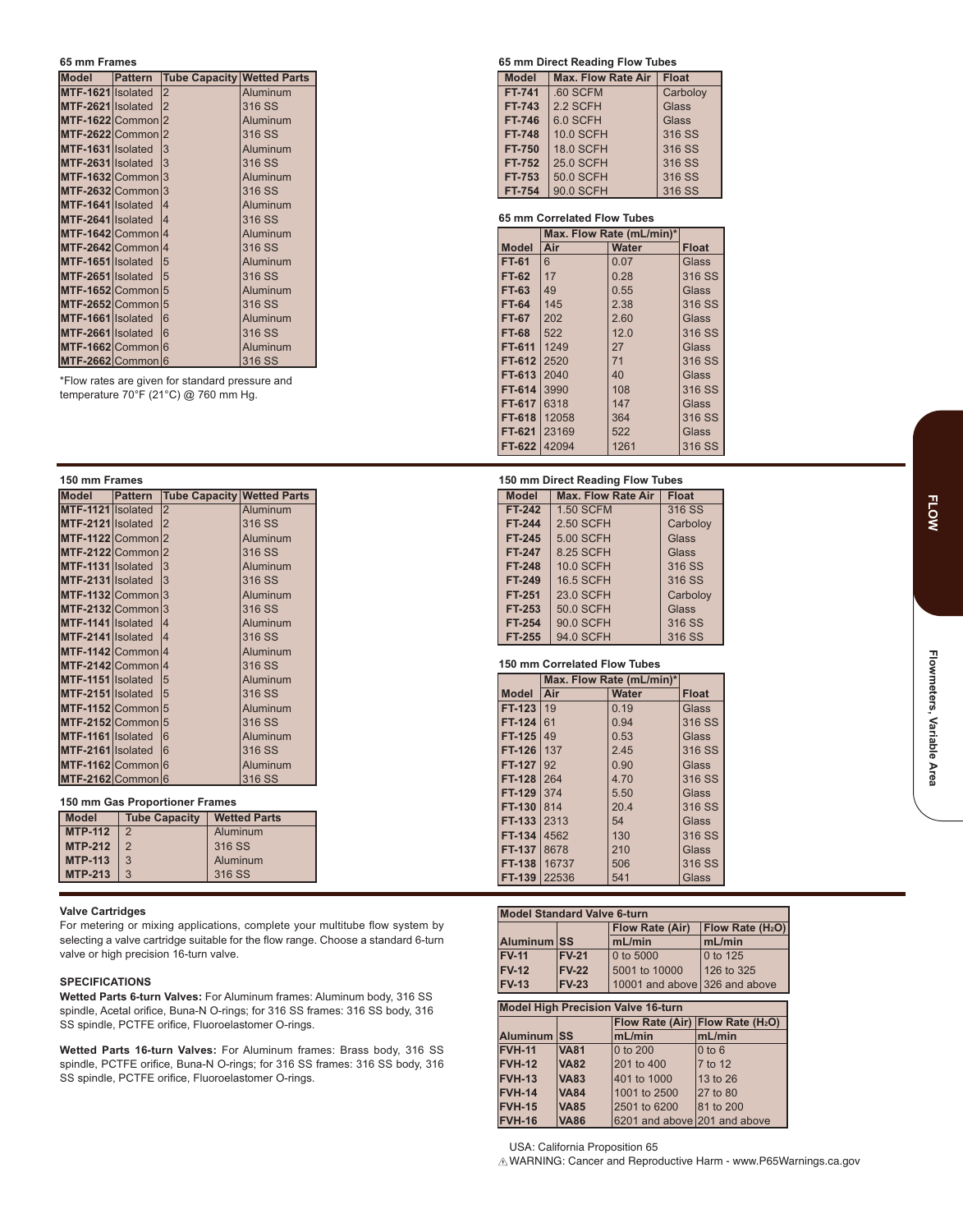### 65 mm Frames

| Model | Pattern | Tube Capacity | Wetted Parts |
|---|---|---|---|
| MTF-1621 | Isolated | 2 | Aluminum |
| MTF-2621 | Isolated | 2 | 316 SS |
| MTF-1622 | Common | 2 | Aluminum |
| MTF-2622 | Common | 2 | 316 SS |
| MTF-1631 | Isolated | 3 | Aluminum |
| MTF-2631 | Isolated | 3 | 316 SS |
| MTF-1632 | Common | 3 | Aluminum |
| MTF-2632 | Common | 3 | 316 SS |
| MTF-1641 | Isolated | 4 | Aluminum |
| MTF-2641 | Isolated | 4 | 316 SS |
| MTF-1642 | Common | 4 | Aluminum |
| MTF-2642 | Common | 4 | 316 SS |
| MTF-1651 | Isolated | 5 | Aluminum |
| MTF-2651 | Isolated | 5 | 316 SS |
| MTF-1652 | Common | 5 | Aluminum |
| MTF-2652 | Common | 5 | 316 SS |
| MTF-1661 | Isolated | 6 | Aluminum |
| MTF-2661 | Isolated | 6 | 316 SS |
| MTF-1662 | Common | 6 | Aluminum |
| MTF-2662 | Common | 6 | 316 SS |

*Flow rates are given for standard pressure and temperature 70°F (21°C) @ 760 mm Hg.

### 65 mm Direct Reading Flow Tubes

| Model | Max. Flow Rate Air | Float |
|---|---|---|
| FT-741 | .60 SCFM | Carboloy |
| FT-743 | 2.2 SCFH | Glass |
| FT-746 | 6.0 SCFH | Glass |
| FT-748 | 10.0 SCFH | 316 SS |
| FT-750 | 18.0 SCFH | 316 SS |
| FT-752 | 25.0 SCFH | 316 SS |
| FT-753 | 50.0 SCFH | 316 SS |
| FT-754 | 90.0 SCFH | 316 SS |

### 65 mm Correlated Flow Tubes

| | Max. Flow Rate (mL/min)* | | |
|---|---|---|---|
| Model | Air | Water | Float |
| FT-61 | 6 | 0.07 | Glass |
| FT-62 | 17 | 0.28 | 316 SS |
| FT-63 | 49 | 0.55 | Glass |
| FT-64 | 145 | 2.38 | 316 SS |
| FT-67 | 202 | 2.60 | Glass |
| FT-68 | 522 | 12.0 | 316 SS |
| FT-611 | 1249 | 27 | Glass |
| FT-612 | 2520 | 71 | 316 SS |
| FT-613 | 2040 | 40 | Glass |
| FT-614 | 3990 | 108 | 316 SS |
| FT-617 | 6318 | 147 | Glass |
| FT-618 | 12058 | 364 | 316 SS |
| FT-621 | 23169 | 522 | Glass |
| FT-622 | 42094 | 1261 | 316 SS |

### 150 mm Frames

| Model | Pattern | Tube Capacity | Wetted Parts |
|---|---|---|---|
| MTF-1121 | Isolated | 2 | Aluminum |
| MTF-2121 | Isolated | 2 | 316 SS |
| MTF-1122 | Common | 2 | Aluminum |
| MTF-2122 | Common | 2 | 316 SS |
| MTF-1131 | Isolated | 3 | Aluminum |
| MTF-2131 | Isolated | 3 | 316 SS |
| MTF-1132 | Common | 3 | Aluminum |
| MTF-2132 | Common | 3 | 316 SS |
| MTF-1141 | Isolated | 4 | Aluminum |
| MTF-2141 | Isolated | 4 | 316 SS |
| MTF-1142 | Common | 4 | Aluminum |
| MTF-2142 | Common | 4 | 316 SS |
| MTF-1151 | Isolated | 5 | Aluminum |
| MTF-2151 | Isolated | 5 | 316 SS |
| MTF-1152 | Common | 5 | Aluminum |
| MTF-2152 | Common | 5 | 316 SS |
| MTF-1161 | Isolated | 6 | Aluminum |
| MTF-2161 | Isolated | 6 | 316 SS |
| MTF-1162 | Common | 6 | Aluminum |
| MTF-2162 | Common | 6 | 316 SS |

### 150 mm Gas Proportioner Frames

| Model | Tube Capacity | Wetted Parts |
|---|---|---|
| MTP-112 | 2 | Aluminum |
| MTP-212 | 2 | 316 SS |
| MTP-113 | 3 | Aluminum |
| MTP-213 | 3 | 316 SS |

### 150 mm Direct Reading Flow Tubes

| Model | Max. Flow Rate Air | Float |
|---|---|---|
| FT-242 | 1.50 SCFM | 316 SS |
| FT-244 | 2.50 SCFH | Carboloy |
| FT-245 | 5.00 SCFH | Glass |
| FT-247 | 8.25 SCFH | Glass |
| FT-248 | 10.0 SCFH | 316 SS |
| FT-249 | 16.5 SCFH | 316 SS |
| FT-251 | 23.0 SCFH | Carboloy |
| FT-253 | 50.0 SCFH | Glass |
| FT-254 | 90.0 SCFH | 316 SS |
| FT-255 | 94.0 SCFH | 316 SS |

### 150 mm Correlated Flow Tubes

| | Max. Flow Rate (mL/min)* | | |
|---|---|---|---|
| Model | Air | Water | Float |
| FT-123 | 19 | 0.19 | Glass |
| FT-124 | 61 | 0.94 | 316 SS |
| FT-125 | 49 | 0.53 | Glass |
| FT-126 | 137 | 2.45 | 316 SS |
| FT-127 | 92 | 0.90 | Glass |
| FT-128 | 264 | 4.70 | 316 SS |
| FT-129 | 374 | 5.50 | Glass |
| FT-130 | 814 | 20.4 | 316 SS |
| FT-133 | 2313 | 54 | Glass |
| FT-134 | 4562 | 130 | 316 SS |
| FT-137 | 8678 | 210 | Glass |
| FT-138 | 16737 | 506 | 316 SS |
| FT-139 | 22536 | 541 | Glass |

### Valve Cartridges

For metering or mixing applications, complete your multitube flow system by selecting a valve cartridge suitable for the flow range. Choose a standard 6-turn valve or high precision 16-turn valve.

### SPECIFICATIONS

**Wetted Parts 6-turn Valves:** For Aluminum frames: Aluminum body, 316 SS spindle, Acetal orifice, Buna-N O-rings; for 316 SS frames: 316 SS body, 316 SS spindle, PCTFE orifice, Fluoroelastomer O-rings.

**Wetted Parts 16-turn Valves:** For Aluminum frames: Brass body, 316 SS spindle, PCTFE orifice, Buna-N O-rings; for 316 SS frames: 316 SS body, 316 SS spindle, PCTFE orifice, Fluoroelastomer O-rings.

**Model Standard Valve 6-turn**

| | | Flow Rate (Air) | Flow Rate ($H_2O$) |
|---|---|---|---|
| Aluminum | SS | mL/min | mL/min |
| FV-11 | FV-21 | 0 to 5000 | 0 to 125 |
| FV-12 | FV-22 | 5001 to 10000 | 126 to 325 |
| FV-13 | FV-23 | 10001 and above | 326 and above |

**Model High Precision Valve 16-turn**

| | | Flow Rate (Air) | Flow Rate ($H_2O$) |
|---|---|---|---|
| Aluminum | SS | mL/min | mL/min |
| FVH-11 | VA81 | 0 to 200 | 0 to 6 |
| FVH-12 | VA82 | 201 to 400 | 7 to 12 |
| FVH-13 | VA83 | 401 to 1000 | 13 to 26 |
| FVH-14 | VA84 | 1001 to 2500 | 27 to 80 |
| FVH-15 | VA85 | 2501 to 6200 | 81 to 200 |
| FVH-16 | VA86 | 6201 and above | 201 and above |

USA: California Proposition 65
⚠WARNING: Cancer and Reproductive Harm - www.P65Warnings.ca.gov